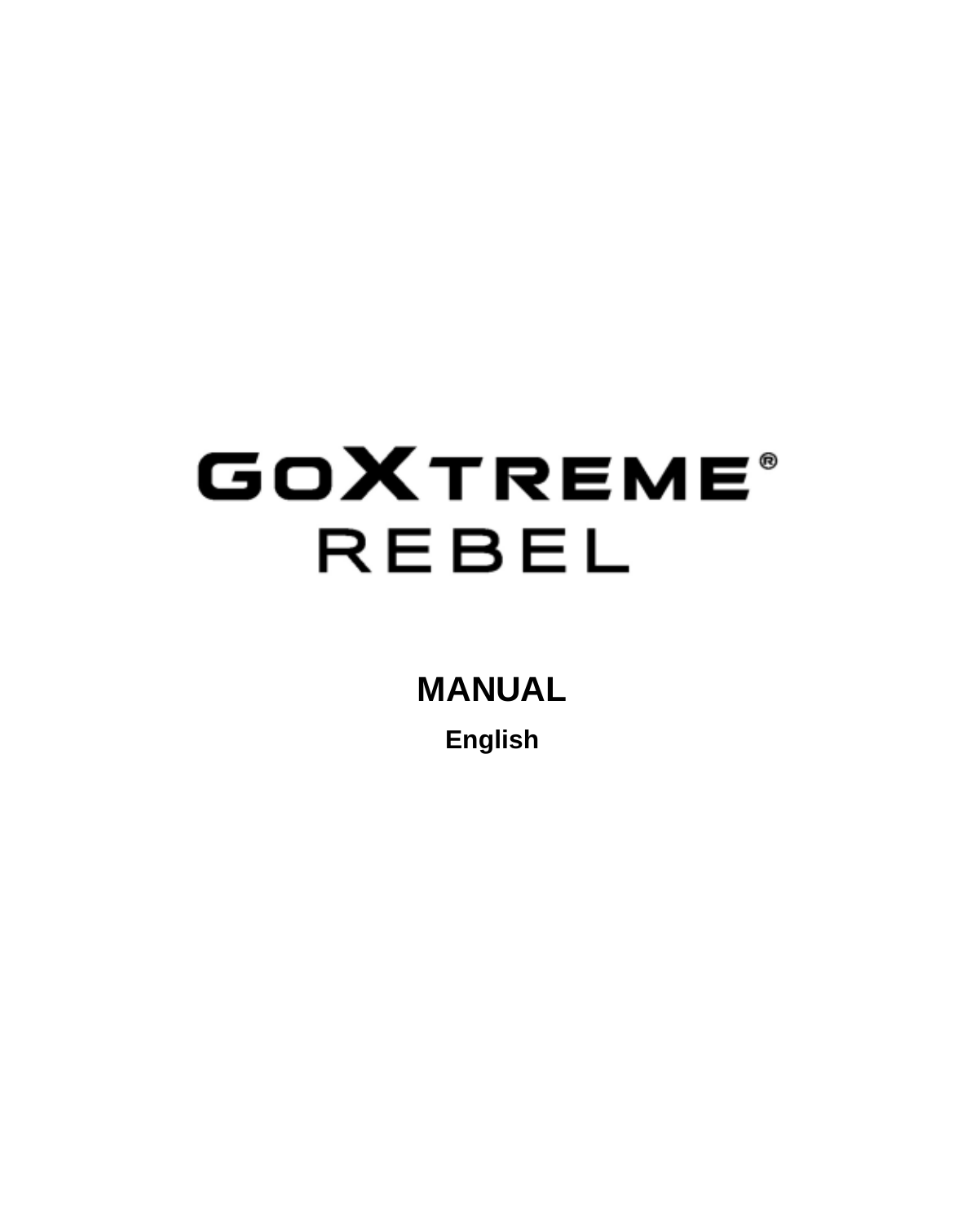# GoXtreme®
# REBEL

## MANUAL

**English**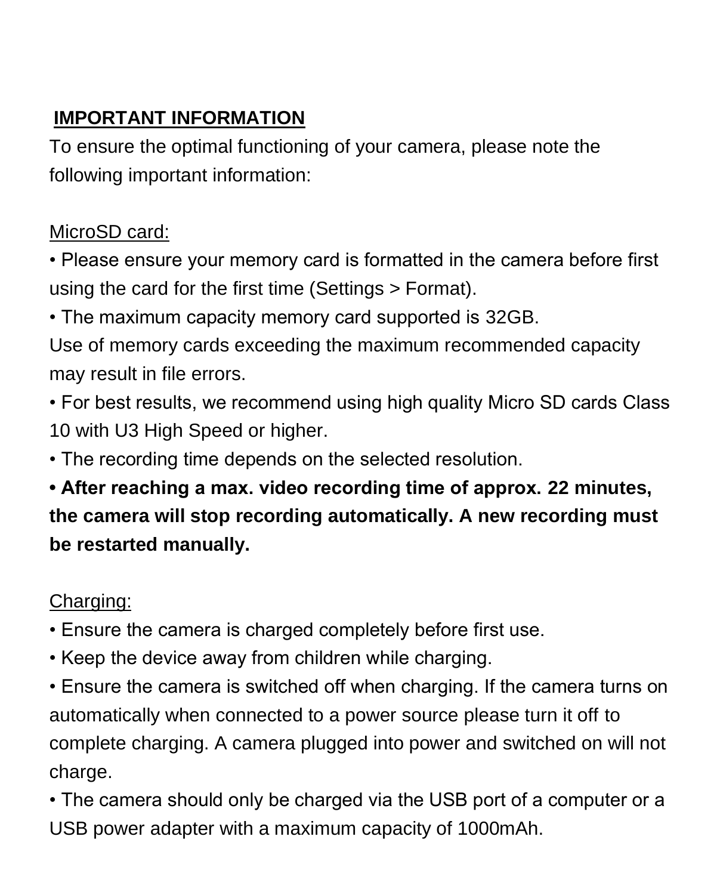## IMPORTANT INFORMATION

To ensure the optimal functioning of your camera, please note the following important information:

MicroSD card:

- Please ensure your memory card is formatted in the camera before first using the card for the first time (Settings > Format).
- The maximum capacity memory card supported is 32GB.

Use of memory cards exceeding the maximum recommended capacity may result in file errors.

- For best results, we recommend using high quality Micro SD cards Class 10 with U3 High Speed or higher.
- The recording time depends on the selected resolution.
- **After reaching a max. video recording time of approx. 22 minutes, the camera will stop recording automatically. A new recording must be restarted manually.**

Charging:

- Ensure the camera is charged completely before first use.
- Keep the device away from children while charging.
- Ensure the camera is switched off when charging. If the camera turns on automatically when connected to a power source please turn it off to complete charging. A camera plugged into power and switched on will not charge.
- The camera should only be charged via the USB port of a computer or a USB power adapter with a maximum capacity of 1000mAh.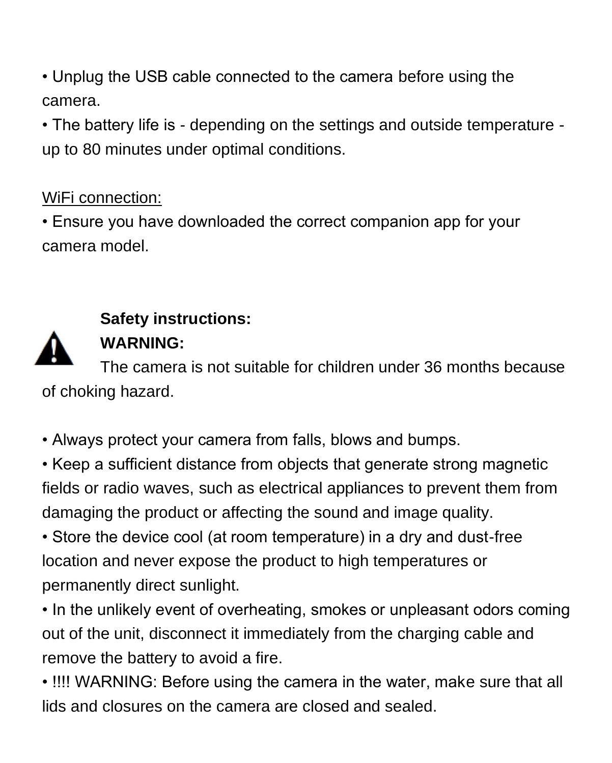- Unplug the USB cable connected to the camera before using the camera.
- The battery life is - depending on the settings and outside temperature - up to 80 minutes under optimal conditions.

WiFi connection:

- Ensure you have downloaded the correct companion app for your camera model.

**Safety instructions:**

**WARNING:**

The camera is not suitable for children under 36 months because of choking hazard.

- Always protect your camera from falls, blows and bumps.
- Keep a sufficient distance from objects that generate strong magnetic fields or radio waves, such as electrical appliances to prevent them from damaging the product or affecting the sound and image quality.
- Store the device cool (at room temperature) in a dry and dust-free location and never expose the product to high temperatures or permanently direct sunlight.
- In the unlikely event of overheating, smokes or unpleasant odors coming out of the unit, disconnect it immediately from the charging cable and remove the battery to avoid a fire.
- !!!! WARNING: Before using the camera in the water, make sure that all lids and closures on the camera are closed and sealed.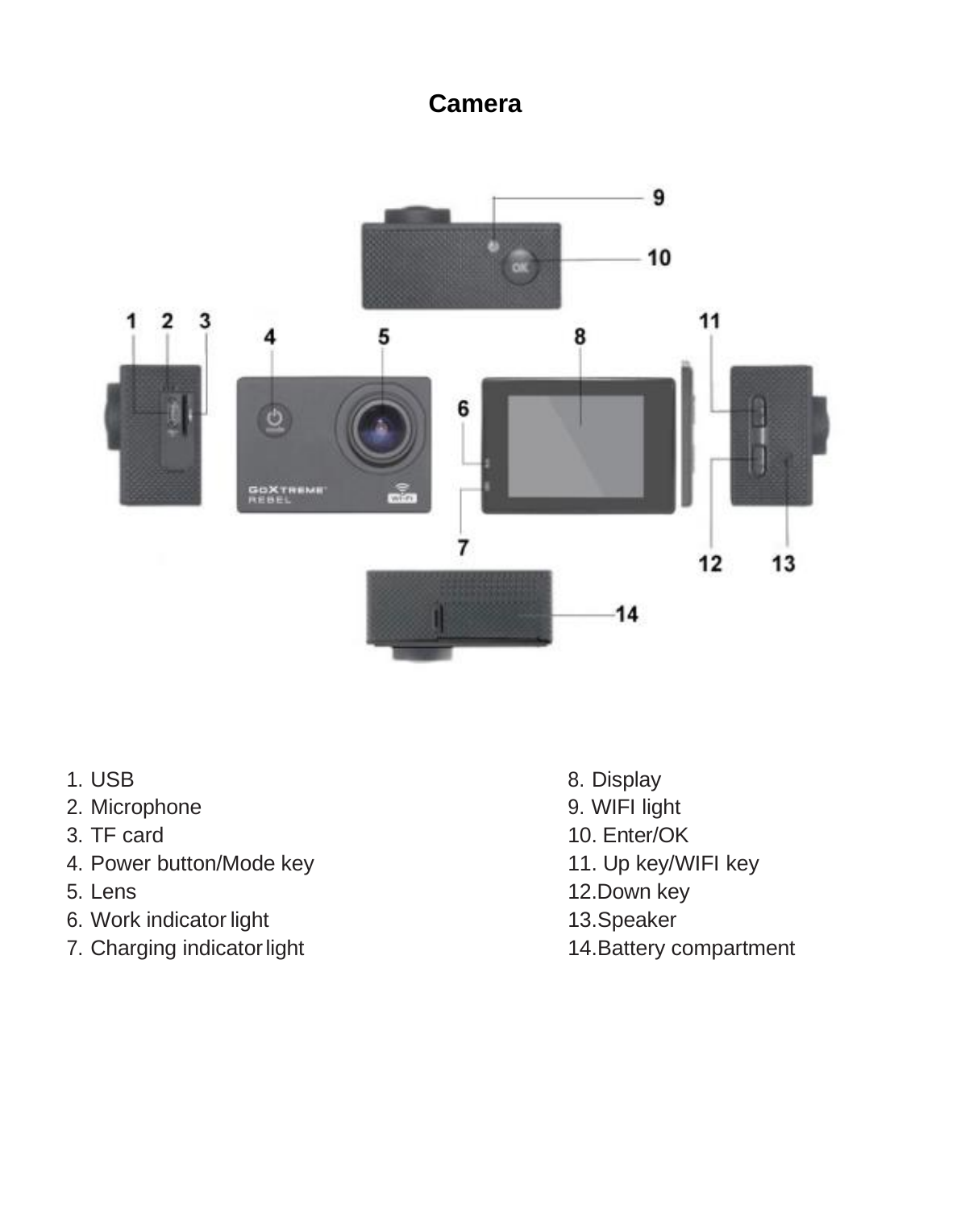# Camera

1. USB
2. Microphone
3. TF card
4. Power button/Mode key
5. Lens
6. Work indicator light
7. Charging indicator light
8. Display
9. WIFI light
10. Enter/OK
11. Up key/WIFI key
12. Down key
13. Speaker
14. Battery compartment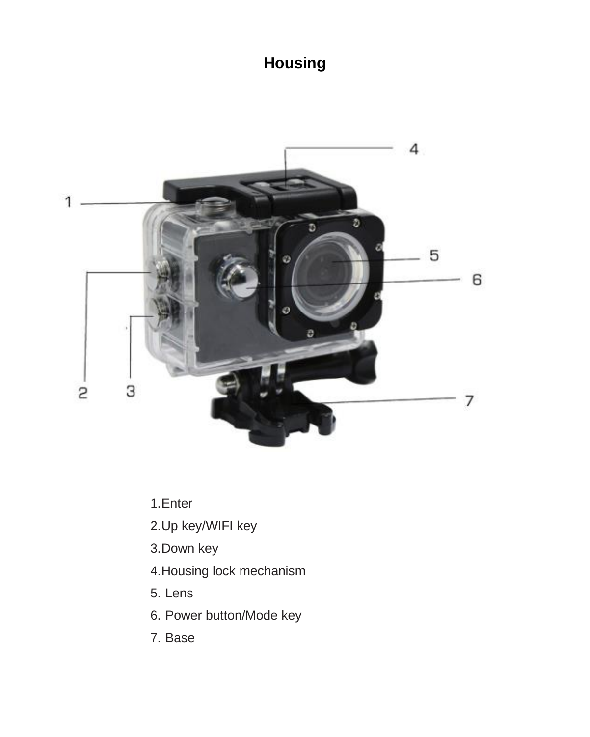# Housing

1. Enter
2. Up key/WIFI key
3. Down key
4. Housing lock mechanism
5. Lens
6. Power button/Mode key
7. Base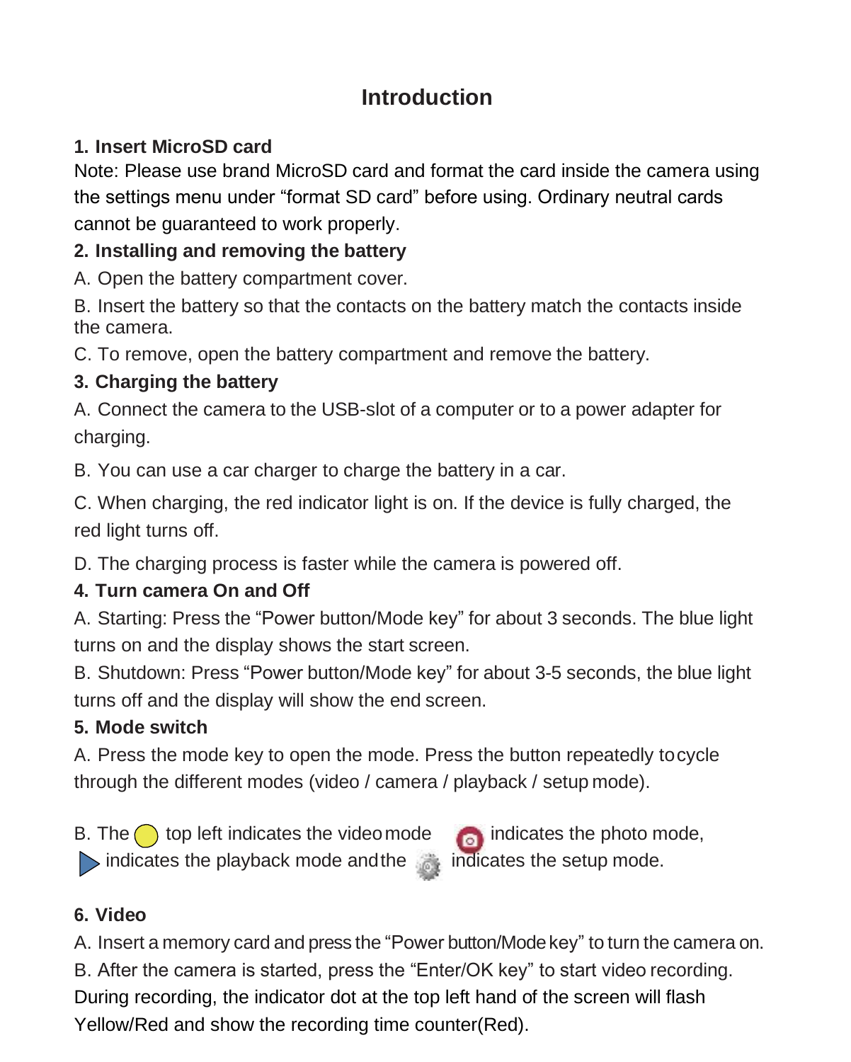# Introduction

**1. Insert MicroSD card**

Note: Please use brand MicroSD card and format the card inside the camera using the settings menu under "format SD card" before using. Ordinary neutral cards cannot be guaranteed to work properly.

**2. Installing and removing the battery**

A. Open the battery compartment cover.

B. Insert the battery so that the contacts on the battery match the contacts inside the camera.

C. To remove, open the battery compartment and remove the battery.

**3. Charging the battery**

A. Connect the camera to the USB-slot of a computer or to a power adapter for charging.

B. You can use a car charger to charge the battery in a car.

C. When charging, the red indicator light is on. If the device is fully charged, the red light turns off.

D. The charging process is faster while the camera is powered off.

**4. Turn camera On and Off**

A. Starting: Press the "Power button/Mode key" for about 3 seconds. The blue light turns on and the display shows the start screen.

B. Shutdown: Press "Power button/Mode key" for about 3-5 seconds, the blue light turns off and the display will show the end screen.

**5. Mode switch**

A. Press the mode key to open the mode. Press the button repeatedly to cycle through the different modes (video / camera / playback / setup mode).

B. The top left indicates the video mode indicates the photo mode, indicates the playback mode and the indicates the setup mode.

**6. Video**

A. Insert a memory card and press the "Power button/Mode key" to turn the camera on.

B. After the camera is started, press the "Enter/OK key" to start video recording. During recording, the indicator dot at the top left hand of the screen will flash Yellow/Red and show the recording time counter(Red).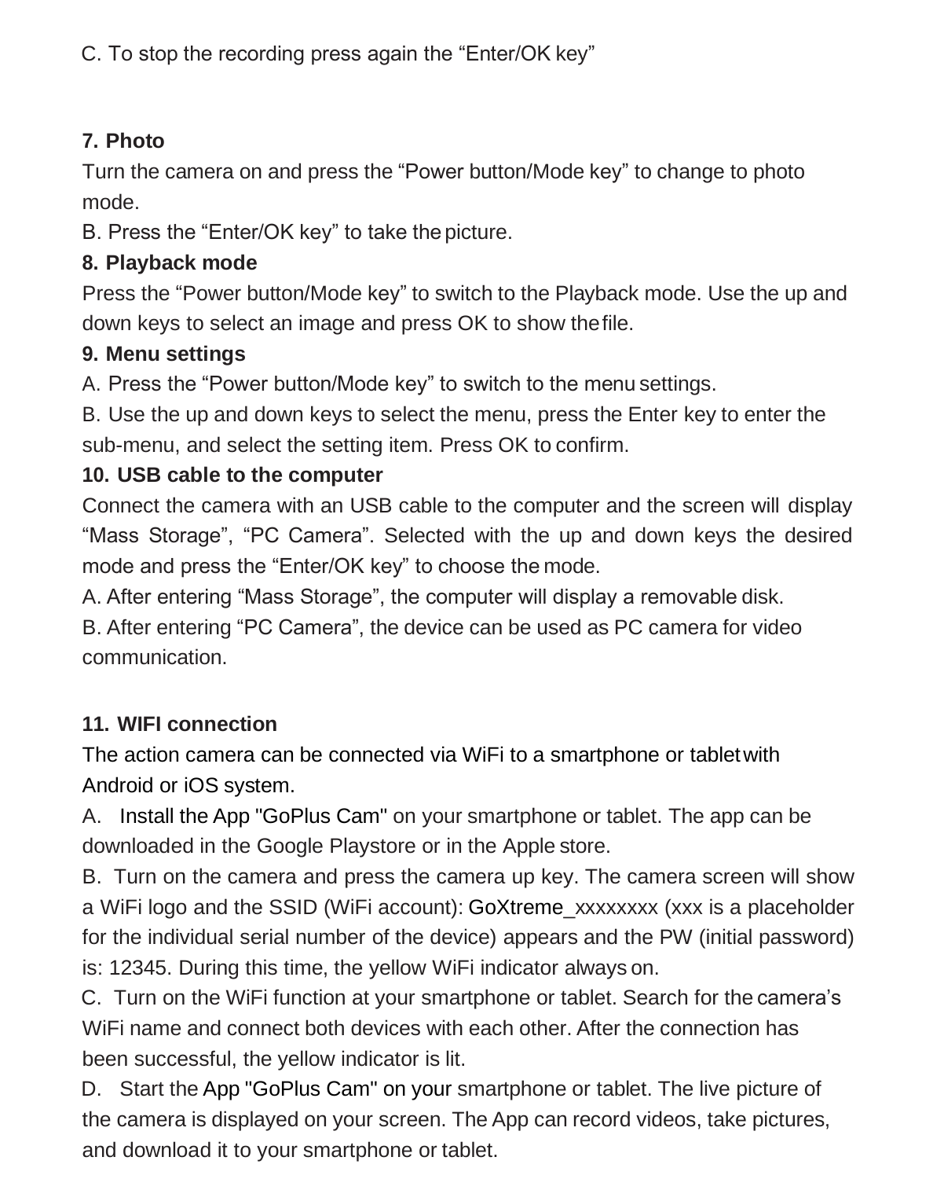C. To stop the recording press again the “Enter/OK key”

**7. Photo**

Turn the camera on and press the “Power button/Mode key” to change to photo mode.

B. Press the “Enter/OK key” to take the picture.

**8. Playback mode**

Press the “Power button/Mode key” to switch to the Playback mode. Use the up and down keys to select an image and press OK to show the file.

**9. Menu settings**

A. Press the “Power button/Mode key” to switch to the menu settings.

B. Use the up and down keys to select the menu, press the Enter key to enter the sub-menu, and select the setting item. Press OK to confirm.

**10. USB cable to the computer**

Connect the camera with an USB cable to the computer and the screen will display “Mass Storage”, “PC Camera”. Selected with the up and down keys the desired mode and press the “Enter/OK key” to choose the mode.

A. After entering “Mass Storage”, the computer will display a removable disk.

B. After entering “PC Camera”, the device can be used as PC camera for video communication.

**11. WIFI connection**

The action camera can be connected via WiFi to a smartphone or tablet with Android or iOS system.

A. Install the App "GoPlus Cam" on your smartphone or tablet. The app can be downloaded in the Google Playstore or in the Apple store.

B. Turn on the camera and press the camera up key. The camera screen will show a WiFi logo and the SSID (WiFi account): GoXtreme_xxxxxxxx (xxx is a placeholder for the individual serial number of the device) appears and the PW (initial password) is: 12345. During this time, the yellow WiFi indicator always on.

C. Turn on the WiFi function at your smartphone or tablet. Search for the camera’s WiFi name and connect both devices with each other. After the connection has been successful, the yellow indicator is lit.

D. Start the App "GoPlus Cam" on your smartphone or tablet. The live picture of the camera is displayed on your screen. The App can record videos, take pictures, and download it to your smartphone or tablet.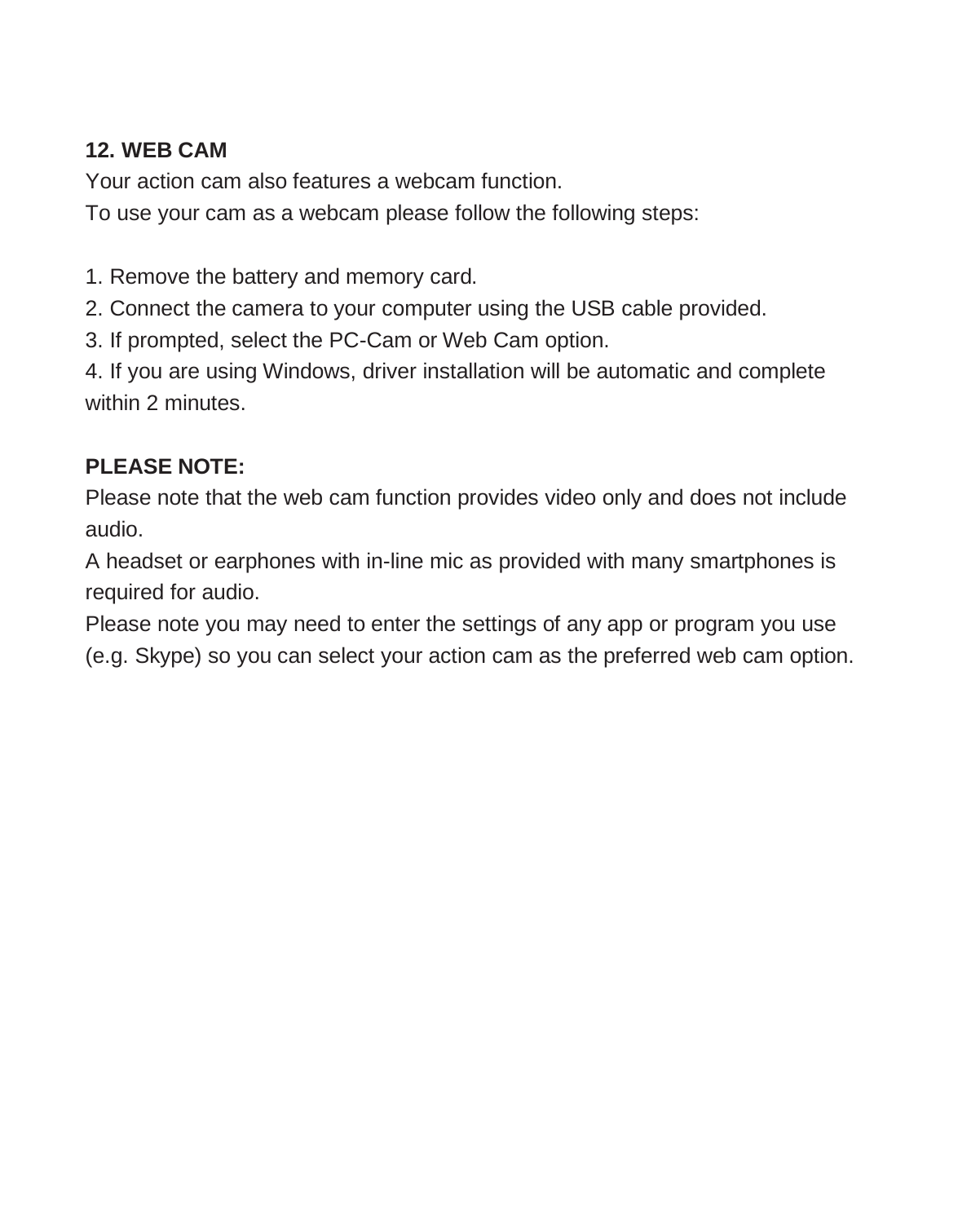## 12. WEB CAM

Your action cam also features a webcam function.
To use your cam as a webcam please follow the following steps:

1. Remove the battery and memory card.
2. Connect the camera to your computer using the USB cable provided.
3. If prompted, select the PC-Cam or Web Cam option.
4. If you are using Windows, driver installation will be automatic and complete within 2 minutes.

**PLEASE NOTE:**

Please note that the web cam function provides video only and does not include audio.
A headset or earphones with in-line mic as provided with many smartphones is required for audio.
Please note you may need to enter the settings of any app or program you use (e.g. Skype) so you can select your action cam as the preferred web cam option.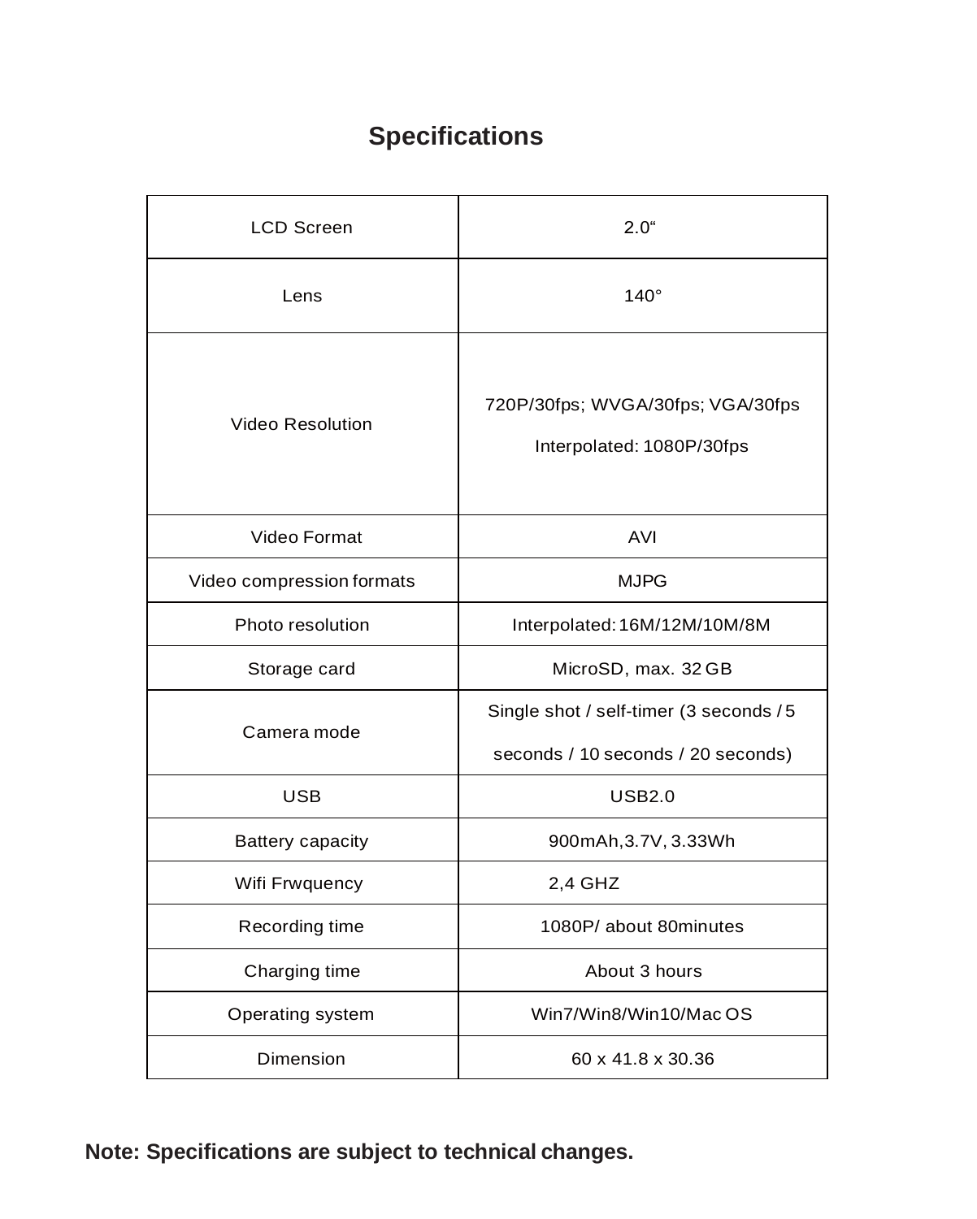# Specifications

| LCD Screen | 2.0“ |
|---|---|
| Lens | 140° |
| Video Resolution | 720P/30fps; WVGA/30fps; VGA/30fps<br>Interpolated: 1080P/30fps |
| Video Format | AVI |
| Video compression formats | MJPG |
| Photo resolution | Interpolated: 16M/12M/10M/8M |
| Storage card | MicroSD, max. 32 GB |
| Camera mode | Single shot / self-timer (3 seconds / 5 seconds / 10 seconds / 20 seconds) |
| USB | USB2.0 |
| Battery capacity | 900mAh,3.7V, 3.33Wh |
| Wifi Frwquency | 2,4 GHZ |
| Recording time | 1080P/ about 80minutes |
| Charging time | About 3 hours |
| Operating system | Win7/Win8/Win10/Mac OS |
| Dimension | 60 x 41.8 x 30.36 |

**Note: Specifications are subject to technical changes.**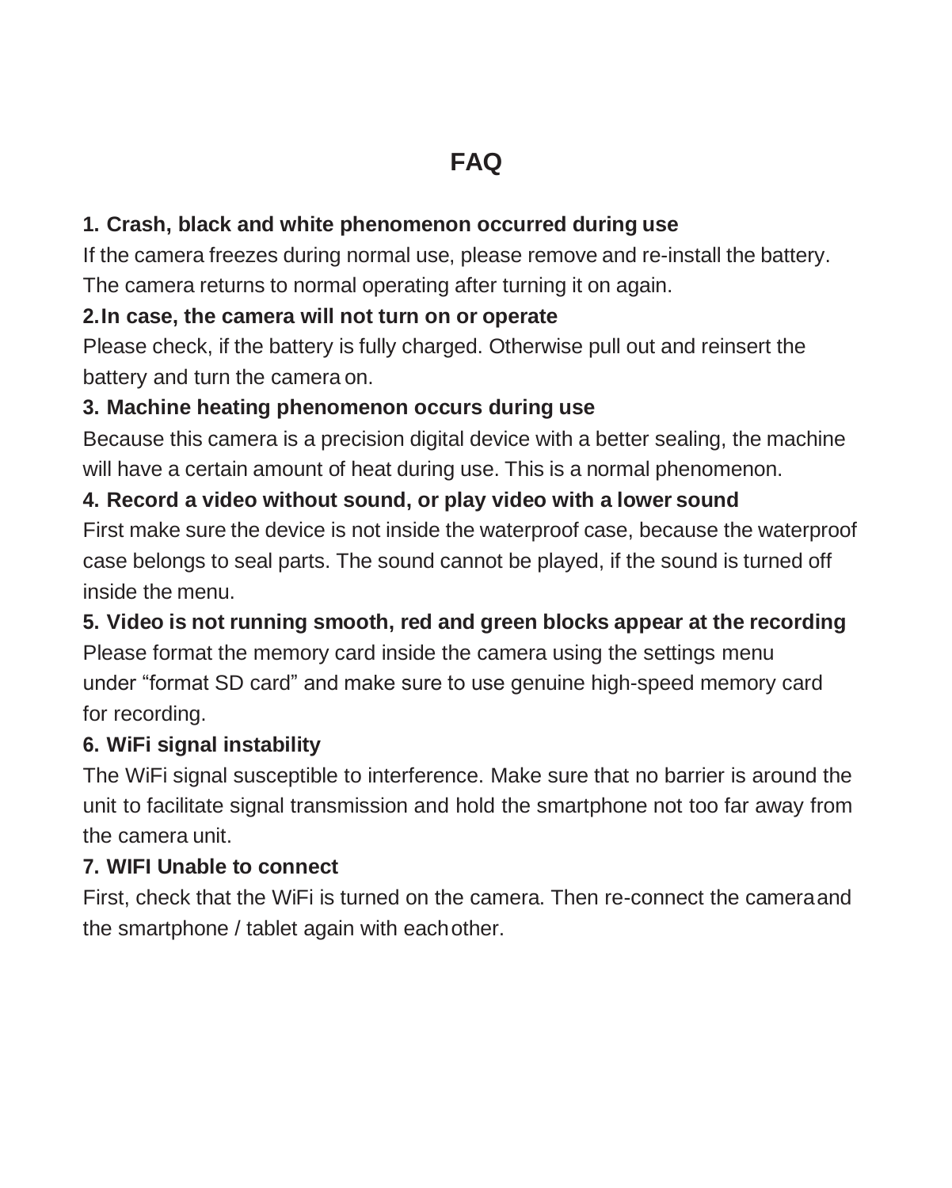# FAQ

**1. Crash, black and white phenomenon occurred during use**

If the camera freezes during normal use, please remove and re-install the battery. The camera returns to normal operating after turning it on again.

**2. In case, the camera will not turn on or operate**

Please check, if the battery is fully charged. Otherwise pull out and reinsert the battery and turn the camera on.

**3. Machine heating phenomenon occurs during use**

Because this camera is a precision digital device with a better sealing, the machine will have a certain amount of heat during use. This is a normal phenomenon.

**4. Record a video without sound, or play video with a lower sound**

First make sure the device is not inside the waterproof case, because the waterproof case belongs to seal parts. The sound cannot be played, if the sound is turned off inside the menu.

**5. Video is not running smooth, red and green blocks appear at the recording**

Please format the memory card inside the camera using the settings menu under "format SD card" and make sure to use genuine high-speed memory card for recording.

**6. WiFi signal instability**

The WiFi signal susceptible to interference. Make sure that no barrier is around the unit to facilitate signal transmission and hold the smartphone not too far away from the camera unit.

**7. WIFI Unable to connect**

First, check that the WiFi is turned on the camera. Then re-connect the camera and the smartphone / tablet again with each other.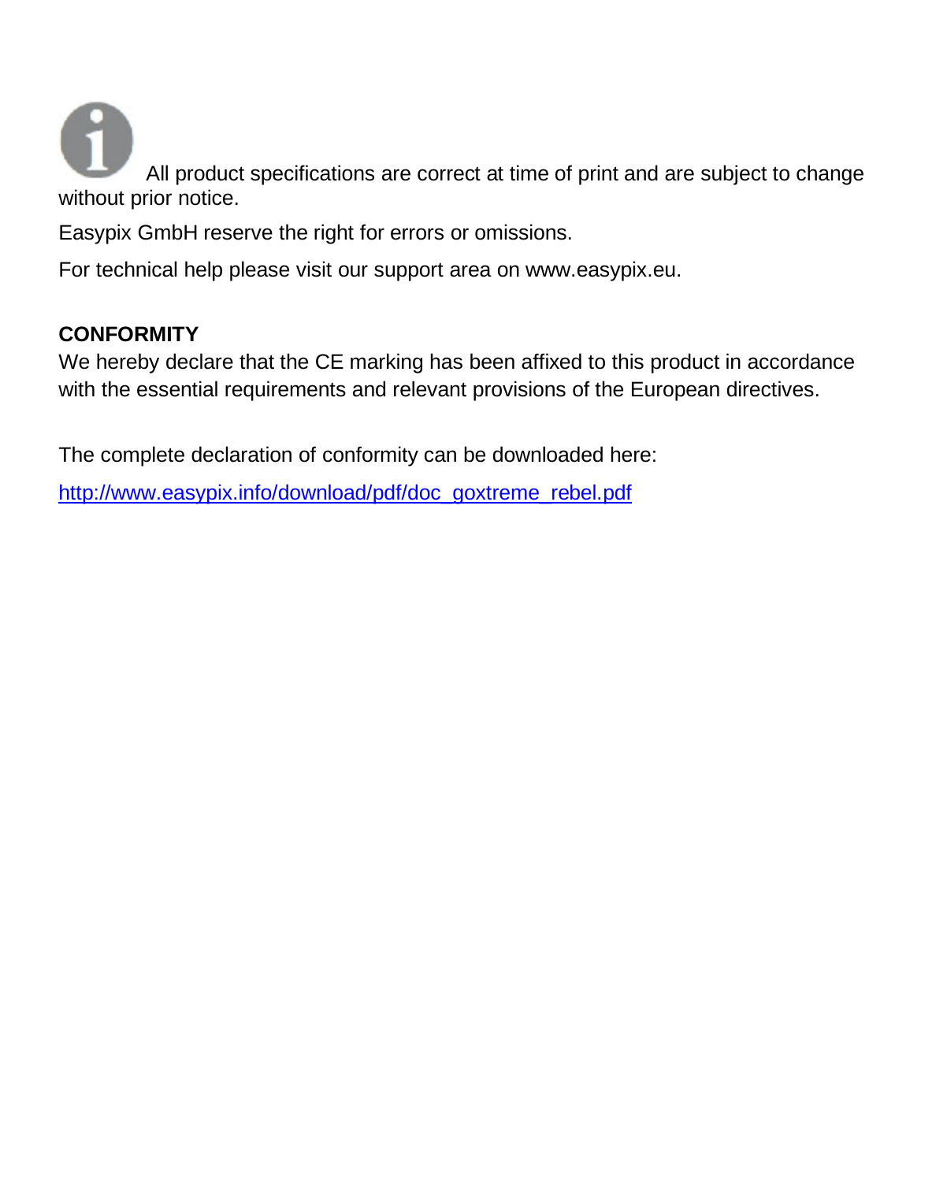All product specifications are correct at time of print and are subject to change without prior notice.

Easypix GmbH reserve the right for errors or omissions.

For technical help please visit our support area on www.easypix.eu.

**CONFORMITY**

We hereby declare that the CE marking has been affixed to this product in accordance with the essential requirements and relevant provisions of the European directives.

The complete declaration of conformity can be downloaded here:

http://www.easypix.info/download/pdf/doc_goxtreme_rebel.pdf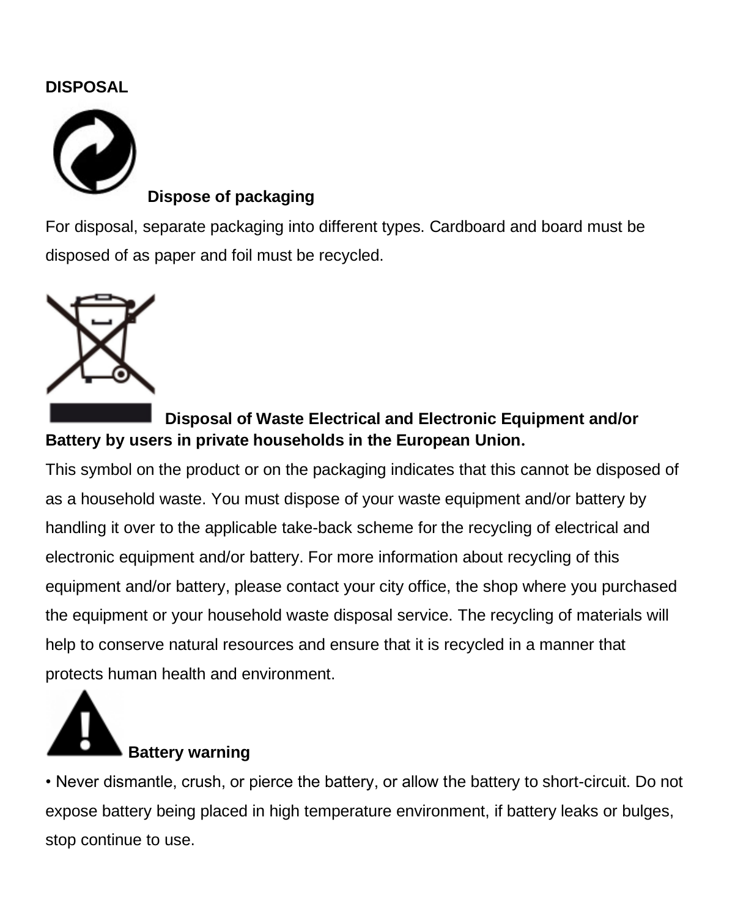## DISPOSAL

### Dispose of packaging

For disposal, separate packaging into different types. Cardboard and board must be disposed of as paper and foil must be recycled.

### Disposal of Waste Electrical and Electronic Equipment and/or Battery by users in private households in the European Union.

This symbol on the product or on the packaging indicates that this cannot be disposed of as a household waste. You must dispose of your waste equipment and/or battery by handling it over to the applicable take-back scheme for the recycling of electrical and electronic equipment and/or battery. For more information about recycling of this equipment and/or battery, please contact your city office, the shop where you purchased the equipment or your household waste disposal service. The recycling of materials will help to conserve natural resources and ensure that it is recycled in a manner that protects human health and environment.

### Battery warning

- Never dismantle, crush, or pierce the battery, or allow the battery to short-circuit. Do not expose battery being placed in high temperature environment, if battery leaks or bulges, stop continue to use.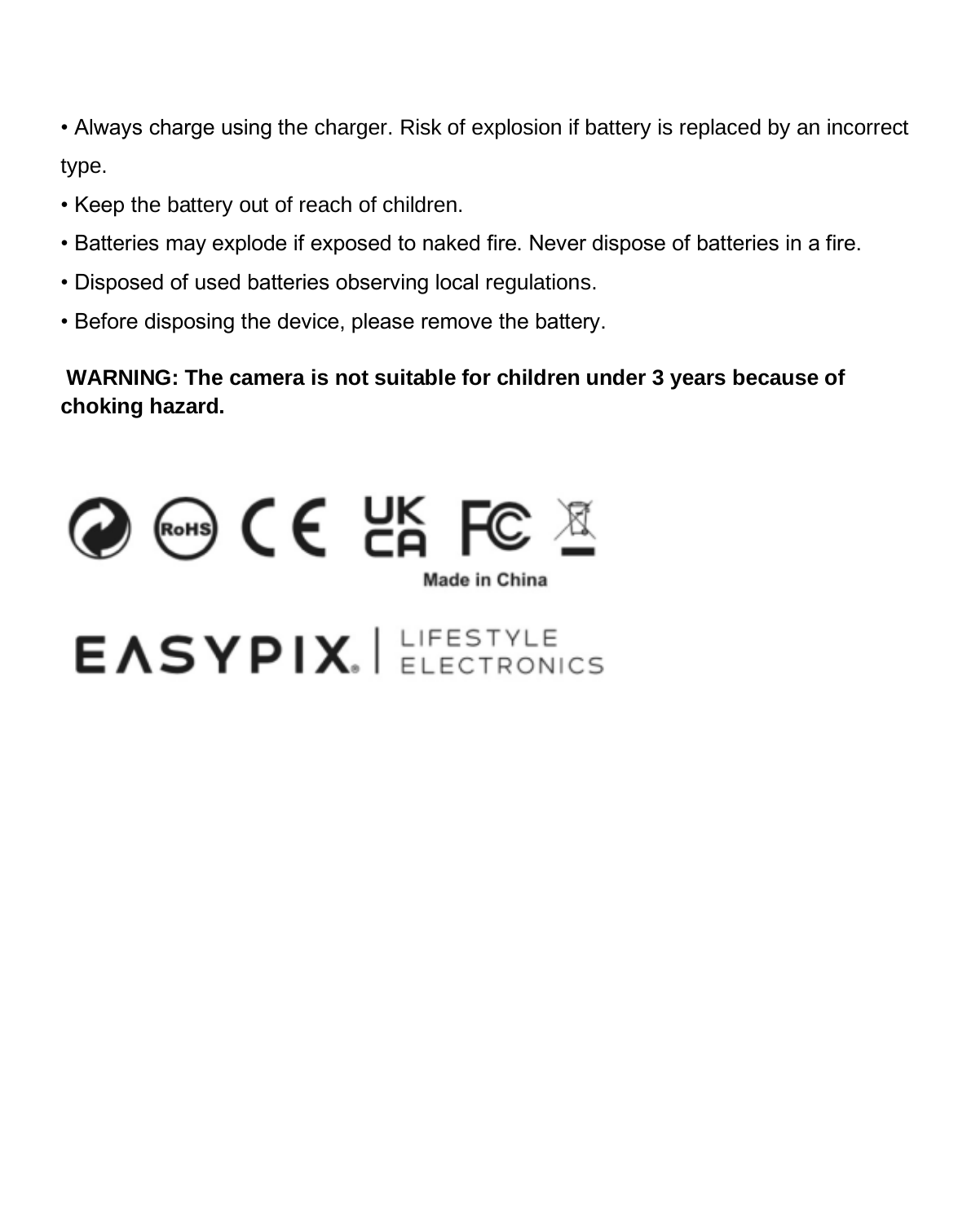- Always charge using the charger. Risk of explosion if battery is replaced by an incorrect type.
- Keep the battery out of reach of children.
- Batteries may explode if exposed to naked fire. Never dispose of batteries in a fire.
- Disposed of used batteries observing local regulations.
- Before disposing the device, please remove the battery.

**WARNING: The camera is not suitable for children under 3 years because of choking hazard.**

Made in China

EASYPIX | LIFESTYLE ELECTRONICS